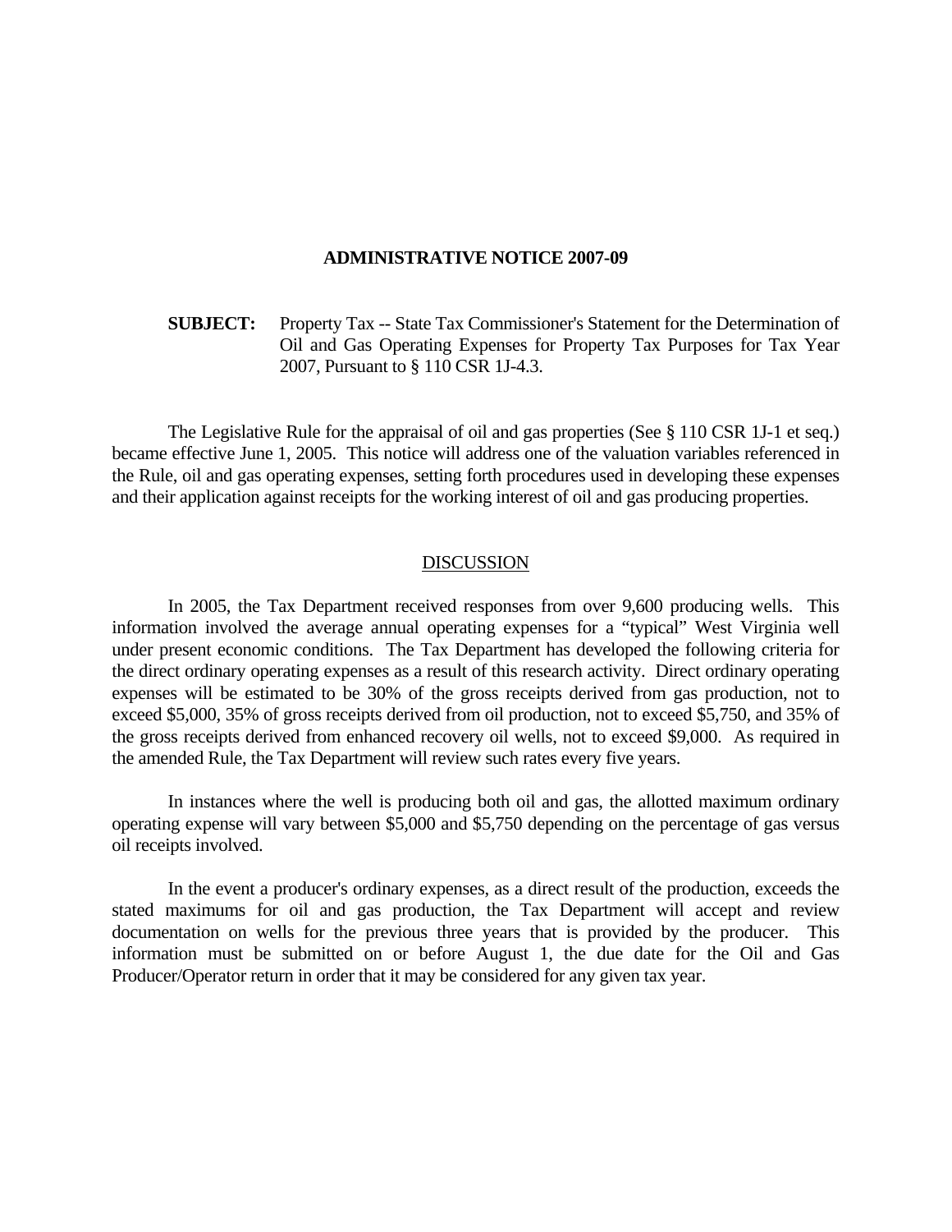# ADMINISTRATIVE NOTICE 2007-09

**SUBJECT:** Property Tax -- State Tax Commissioner's Statement for the Determination of Oil and Gas Operating Expenses for Property Tax Purposes for Tax Year 2007, Pursuant to § 110 CSR 1J-4.3.

The Legislative Rule for the appraisal of oil and gas properties (See § 110 CSR 1J-1 et seq.) became effective June 1, 2005. This notice will address one of the valuation variables referenced in the Rule, oil and gas operating expenses, setting forth procedures used in developing these expenses and their application against receipts for the working interest of oil and gas producing properties.

## DISCUSSION

In 2005, the Tax Department received responses from over 9,600 producing wells. This information involved the average annual operating expenses for a "typical" West Virginia well under present economic conditions. The Tax Department has developed the following criteria for the direct ordinary operating expenses as a result of this research activity. Direct ordinary operating expenses will be estimated to be 30% of the gross receipts derived from gas production, not to exceed $5,000, 35% of gross receipts derived from oil production, not to exceed $5,750, and 35% of the gross receipts derived from enhanced recovery oil wells, not to exceed $9,000. As required in the amended Rule, the Tax Department will review such rates every five years.

In instances where the well is producing both oil and gas, the allotted maximum ordinary operating expense will vary between $5,000 and $5,750 depending on the percentage of gas versus oil receipts involved.

In the event a producer's ordinary expenses, as a direct result of the production, exceeds the stated maximums for oil and gas production, the Tax Department will accept and review documentation on wells for the previous three years that is provided by the producer. This information must be submitted on or before August 1, the due date for the Oil and Gas Producer/Operator return in order that it may be considered for any given tax year.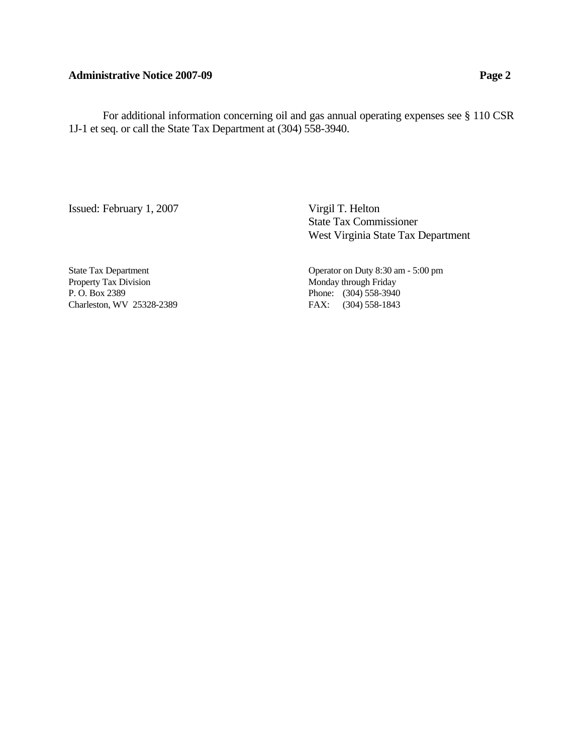For additional information concerning oil and gas annual operating expenses see § 110 CSR 1J-1 et seq. or call the State Tax Department at (304) 558-3940.

Issued: February 1, 2007

Virgil T. Helton
State Tax Commissioner
West Virginia State Tax Department

State Tax Department
Property Tax Division
P. O. Box 2389
Charleston, WV 25328-2389

Operator on Duty 8:30 am - 5:00 pm
Monday through Friday
Phone: (304) 558-3940
FAX: (304) 558-1843